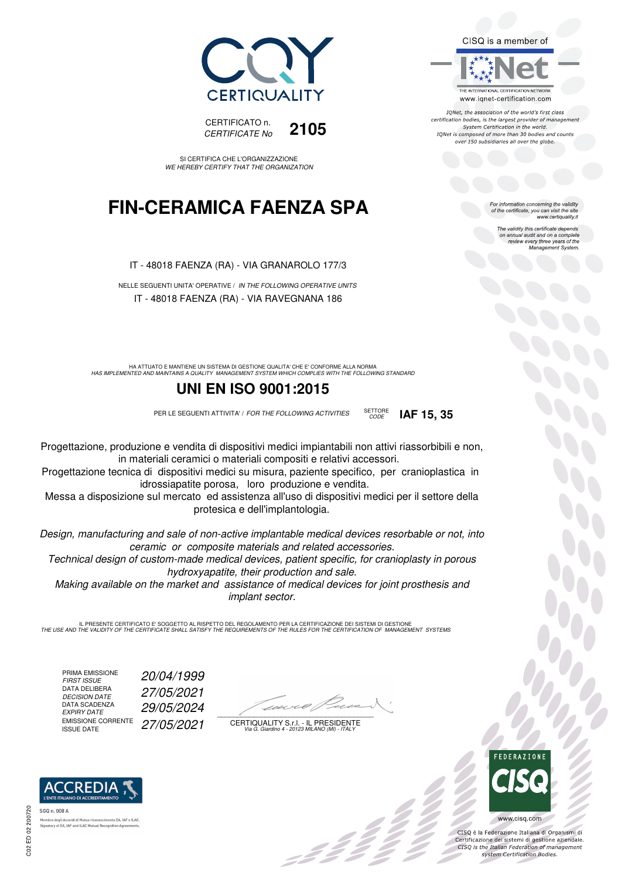CERTIQUALITY

CERTIFICATO n.
*CERTIFICATE No* **2105**

SI CERTIFICA CHE L'ORGANIZZAZIONE
*WE HEREBY CERTIFY THAT THE ORGANIZATION*

# FIN-CERAMICA FAENZA SPA

IT - 48018 FAENZA (RA) - VIA GRANAROLO 177/3

NELLE SEGUENTI UNITA' OPERATIVE / *IN THE FOLLOWING OPERATIVE UNITS*

IT - 48018 FAENZA (RA) - VIA RAVEGNANA 186

HA ATTUATO E MANTIENE UN SISTEMA DI GESTIONE QUALITA' CHE E' CONFORME ALLA NORMA
*HAS IMPLEMENTED AND MAINTAINS A QUALITY MANAGEMENT SYSTEM WHICH COMPLIES WITH THE FOLLOWING STANDARD*

## UNI EN ISO 9001:2015

PER LE SEGUENTI ATTIVITA' / *FOR THE FOLLOWING ACTIVITIES* SETTORE *CODE* **IAF 15, 35**

Progettazione, produzione e vendita di dispositivi medici impiantabili non attivi riassorbibili e non, in materiali ceramici o materiali compositi e relativi accessori.
Progettazione tecnica di dispositivi medici su misura, paziente specifico, per cranioplastica in idrossiapatite porosa, loro produzione e vendita.
Messa a disposizione sul mercato ed assistenza all'uso di dispositivi medici per il settore della protesica e dell'implantologia.

*Design, manufacturing and sale of non-active implantable medical devices resorbable or not, into ceramic or composite materials and related accessories.*
*Technical design of custom-made medical devices, patient specific, for cranioplasty in porous hydroxyapatite, their production and sale.*
*Making available on the market and assistance of medical devices for joint prosthesis and implant sector.*

IL PRESENTE CERTIFICATO E' SOGGETTO AL RISPETTO DEL REGOLAMENTO PER LA CERTIFICAZIONE DEI SISTEMI DI GESTIONE
*THE USE AND THE VALIDITY OF THE CERTIFICATE SHALL SATISFY THE REQUIREMENTS OF THE RULES FOR THE CERTIFICATION OF MANAGEMENT SYSTEMS*

| | |
|---|---|
| PRIMA EMISSIONE *FIRST ISSUE* | *20/04/1999* |
| DATA DELIBERA *DECISION DATE* | *27/05/2021* |
| DATA SCADENZA *EXPIRY DATE* | *29/05/2024* |
| EMISSIONE CORRENTE *ISSUE DATE* | *27/05/2021* |

CERTIQUALITY S.r.l. - IL PRESIDENTE
*Via G. Giardino 4 - 20123 MILANO (MI) - ITALY*

CISQ is a member of IQNet
THE INTERNATIONAL CERTIFICATION NETWORK
www.iqnet-certification.com

*IQNet, the association of the world's first class certification bodies, is the largest provider of management System Certification in the world. IQNet is composed of more than 30 bodies and counts over 150 subsidiaries all over the globe.*

*For information concerning the validity of the certificate, you can visit the site www.certiquality.it*

*The validity this certificate depends on annual audit and on a complete review every three years of the Management System.*

ACCREDIA
L'ENTE ITALIANO DI ACCREDITAMENTO
SGQ n. 008 A
Membro degli Accordi di Mutuo riconoscimento EA, IAF e ILAC.
Signatory of EA, IAF and ILAC Mutual Recognition Agreements.

FEDERAZIONE CISQ
www.cisq.com
CISQ è la Federazione Italiana di Organismi di Certificazione dei sistemi di gestione aziendale.
*CISQ is the Italian Federation of management system Certification Bodies.*

C02 ED 02 200720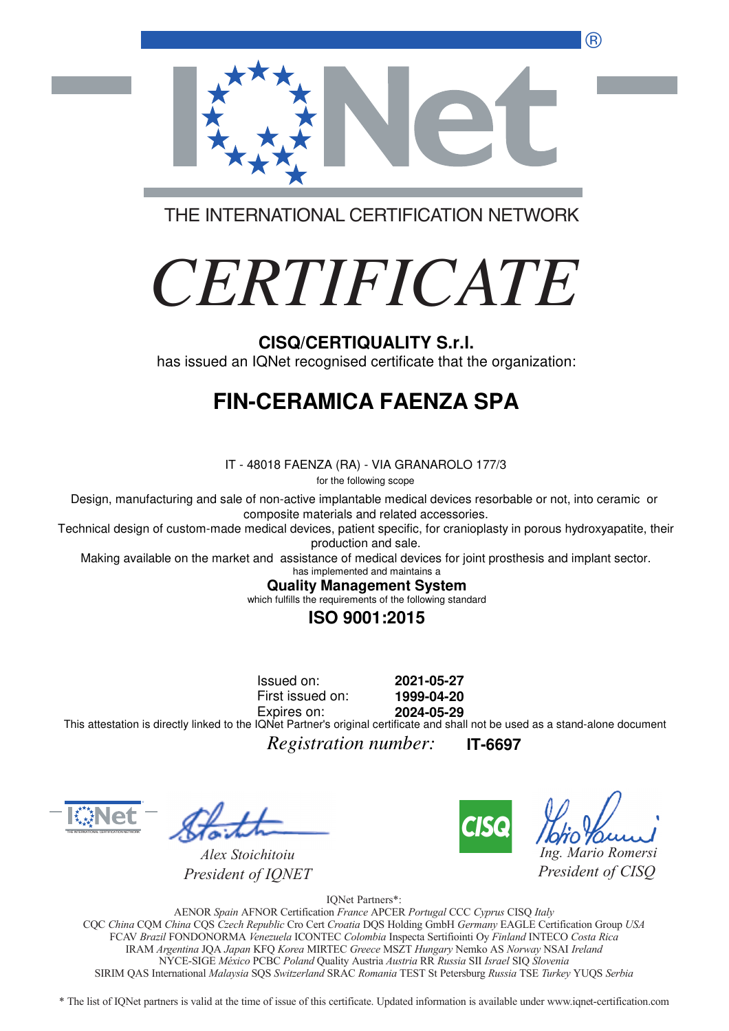THE INTERNATIONAL CERTIFICATION NETWORK

# CERTIFICATE

**CISQ/CERTIQUALITY S.r.l.**

has issued an IQNet recognised certificate that the organization:

## FIN-CERAMICA FAENZA SPA

IT - 48018 FAENZA (RA) - VIA GRANAROLO 177/3

for the following scope

Design, manufacturing and sale of non-active implantable medical devices resorbable or not, into ceramic or composite materials and related accessories.

Technical design of custom-made medical devices, patient specific, for cranioplasty in porous hydroxyapatite, their production and sale.

Making available on the market and assistance of medical devices for joint prosthesis and implant sector.

has implemented and maintains a

**Quality Management System**

which fulfills the requirements of the following standard

**ISO 9001:2015**

| | |
|---|---|
| Issued on: | **2021-05-27** |
| First issued on: | **1999-04-20** |
| Expires on: | **2024-05-29** |

This attestation is directly linked to the IQNet Partner's original certificate and shall not be used as a stand-alone document

*Registration number:* **IT-6697**

*Alex Stoichitoiu*
*President of IQNET*

*Ing. Mario Romersi*
*President of CISQ*

IQNet Partners*:

AENOR *Spain* AFNOR Certification *France* APCER *Portugal* CCC *Cyprus* CISQ *Italy*
CQC *China* CQM *China* CQS *Czech Republic* Cro Cert *Croatia* DQS Holding GmbH *Germany* EAGLE Certification Group *USA*
FCAV *Brazil* FONDONORMA *Venezuela* ICONTEC *Colombia* Inspecta Sertifiointi Oy *Finland* INTECO *Costa Rica*
IRAM *Argentina* JQA *Japan* KFQ *Korea* MIRTEC *Greece* MSZT *Hungary* Nemko AS *Norway* NSAI *Ireland*
NYCE-SIGE *México* PCBC *Poland* Quality Austria *Austria* RR *Russia* SII *Israel* SIQ *Slovenia*
SIRIM QAS International *Malaysia* SQS *Switzerland* SRAC *Romania* TEST St Petersburg *Russia* TSE *Turkey* YUQS *Serbia*

\* The list of IQNet partners is valid at the time of issue of this certificate. Updated information is available under www.iqnet-certification.com